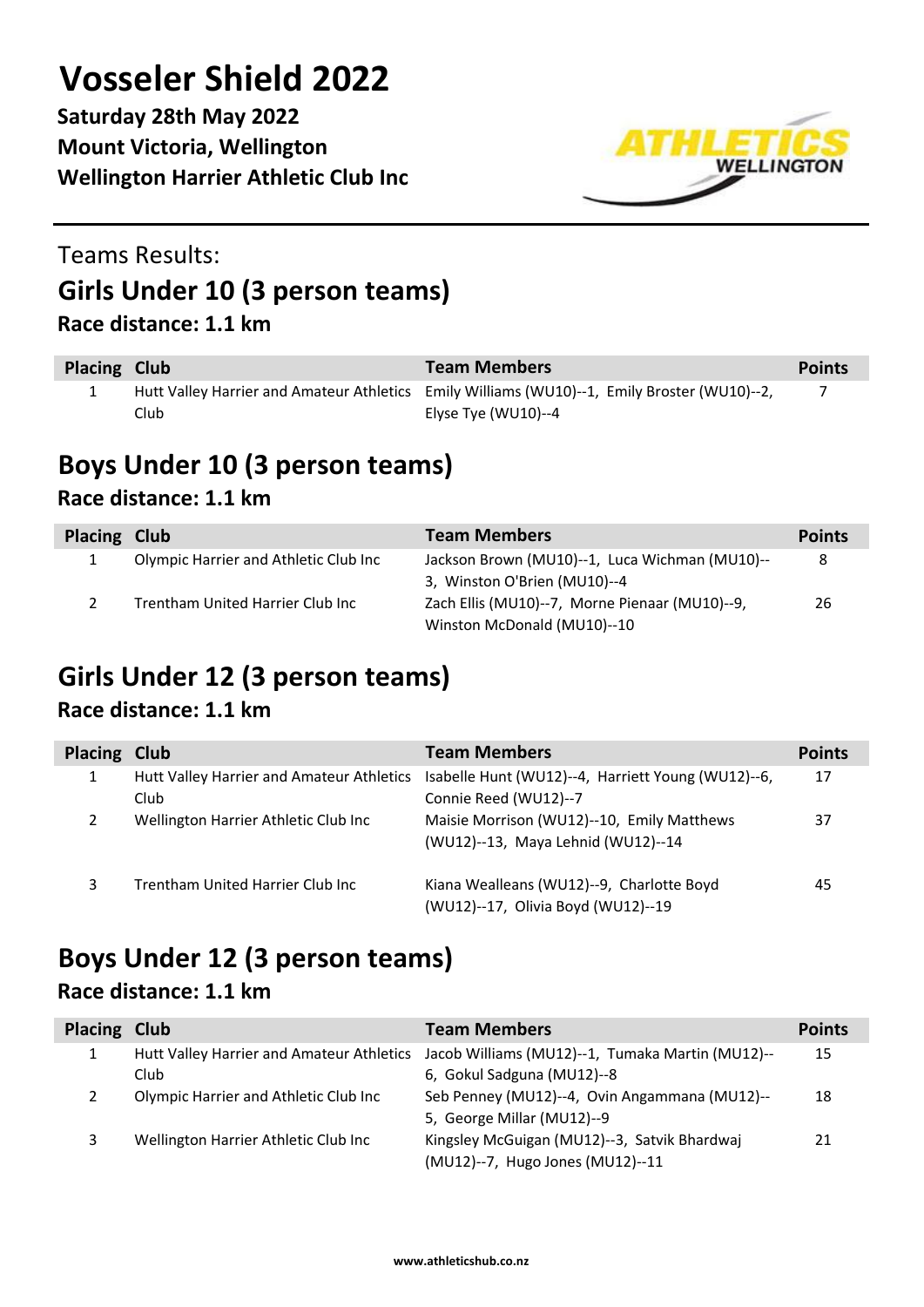# Vosseler Shield 2022

**Saturday 28th May 2022**
**Mount Victoria, Wellington**
**Wellington Harrier Athletic Club Inc**

Teams Results:

## Girls Under 10 (3 person teams)

### Race distance: 1.1 km

| Placing | Club | Team Members | Points |
|---|---|---|---|
| 1 | Hutt Valley Harrier and Amateur Athletics Club | Emily Williams (WU10)--1, Emily Broster (WU10)--2, Elyse Tye (WU10)--4 | 7 |

## Boys Under 10 (3 person teams)

### Race distance: 1.1 km

| Placing | Club | Team Members | Points |
|---|---|---|---|
| 1 | Olympic Harrier and Athletic Club Inc | Jackson Brown (MU10)--1, Luca Wichman (MU10)--3, Winston O'Brien (MU10)--4 | 8 |
| 2 | Trentham United Harrier Club Inc | Zach Ellis (MU10)--7, Morne Pienaar (MU10)--9, Winston McDonald (MU10)--10 | 26 |

## Girls Under 12 (3 person teams)

### Race distance: 1.1 km

| Placing | Club | Team Members | Points |
|---|---|---|---|
| 1 | Hutt Valley Harrier and Amateur Athletics Club | Isabelle Hunt (WU12)--4, Harriett Young (WU12)--6, Connie Reed (WU12)--7 | 17 |
| 2 | Wellington Harrier Athletic Club Inc | Maisie Morrison (WU12)--10, Emily Matthews (WU12)--13, Maya Lehnid (WU12)--14 | 37 |
| 3 | Trentham United Harrier Club Inc | Kiana Wealleans (WU12)--9, Charlotte Boyd (WU12)--17, Olivia Boyd (WU12)--19 | 45 |

## Boys Under 12 (3 person teams)

### Race distance: 1.1 km

| Placing | Club | Team Members | Points |
|---|---|---|---|
| 1 | Hutt Valley Harrier and Amateur Athletics Club | Jacob Williams (MU12)--1, Tumaka Martin (MU12)--6, Gokul Sadguna (MU12)--8 | 15 |
| 2 | Olympic Harrier and Athletic Club Inc | Seb Penney (MU12)--4, Ovin Angammana (MU12)--5, George Millar (MU12)--9 | 18 |
| 3 | Wellington Harrier Athletic Club Inc | Kingsley McGuigan (MU12)--3, Satvik Bhardwaj (MU12)--7, Hugo Jones (MU12)--11 | 21 |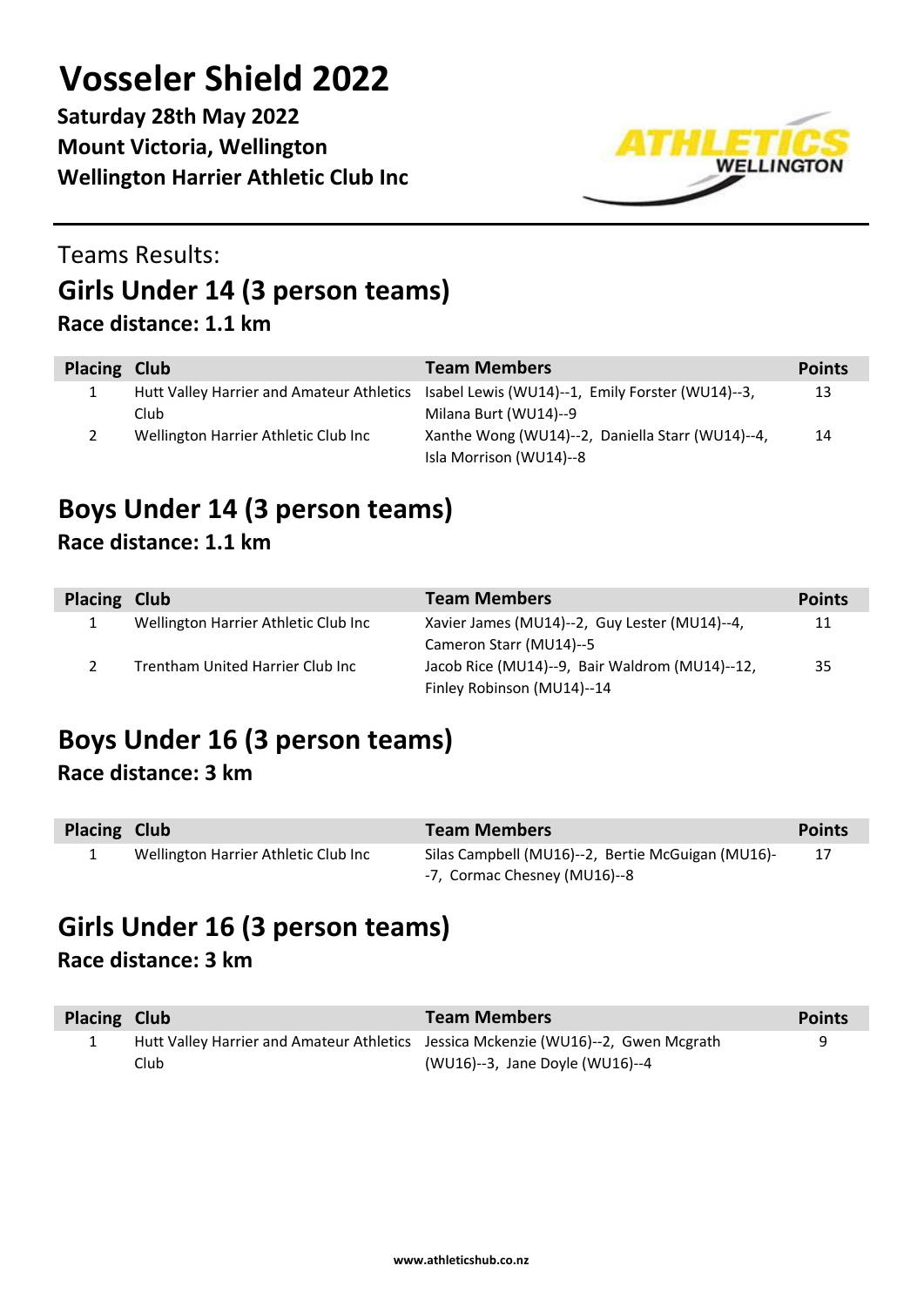# Vosseler Shield 2022

**Saturday 28th May 2022**
**Mount Victoria, Wellington**
**Wellington Harrier Athletic Club Inc**

Teams Results:

## Girls Under 14 (3 person teams)

**Race distance: 1.1 km**

| Placing | Club | Team Members | Points |
|---|---|---|---|
| 1 | Hutt Valley Harrier and Amateur Athletics Club | Isabel Lewis (WU14)--1, Emily Forster (WU14)--3, Milana Burt (WU14)--9 | 13 |
| 2 | Wellington Harrier Athletic Club Inc | Xanthe Wong (WU14)--2, Daniella Starr (WU14)--4, Isla Morrison (WU14)--8 | 14 |

## Boys Under 14 (3 person teams)

**Race distance: 1.1 km**

| Placing | Club | Team Members | Points |
|---|---|---|---|
| 1 | Wellington Harrier Athletic Club Inc | Xavier James (MU14)--2, Guy Lester (MU14)--4, Cameron Starr (MU14)--5 | 11 |
| 2 | Trentham United Harrier Club Inc | Jacob Rice (MU14)--9, Bair Waldrom (MU14)--12, Finley Robinson (MU14)--14 | 35 |

## Boys Under 16 (3 person teams)

**Race distance: 3 km**

| Placing | Club | Team Members | Points |
|---|---|---|---|
| 1 | Wellington Harrier Athletic Club Inc | Silas Campbell (MU16)--2, Bertie McGuigan (MU16)--7, Cormac Chesney (MU16)--8 | 17 |

## Girls Under 16 (3 person teams)

**Race distance: 3 km**

| Placing | Club | Team Members | Points |
|---|---|---|---|
| 1 | Hutt Valley Harrier and Amateur Athletics Club | Jessica Mckenzie (WU16)--2, Gwen Mcgrath (WU16)--3, Jane Doyle (WU16)--4 | 9 |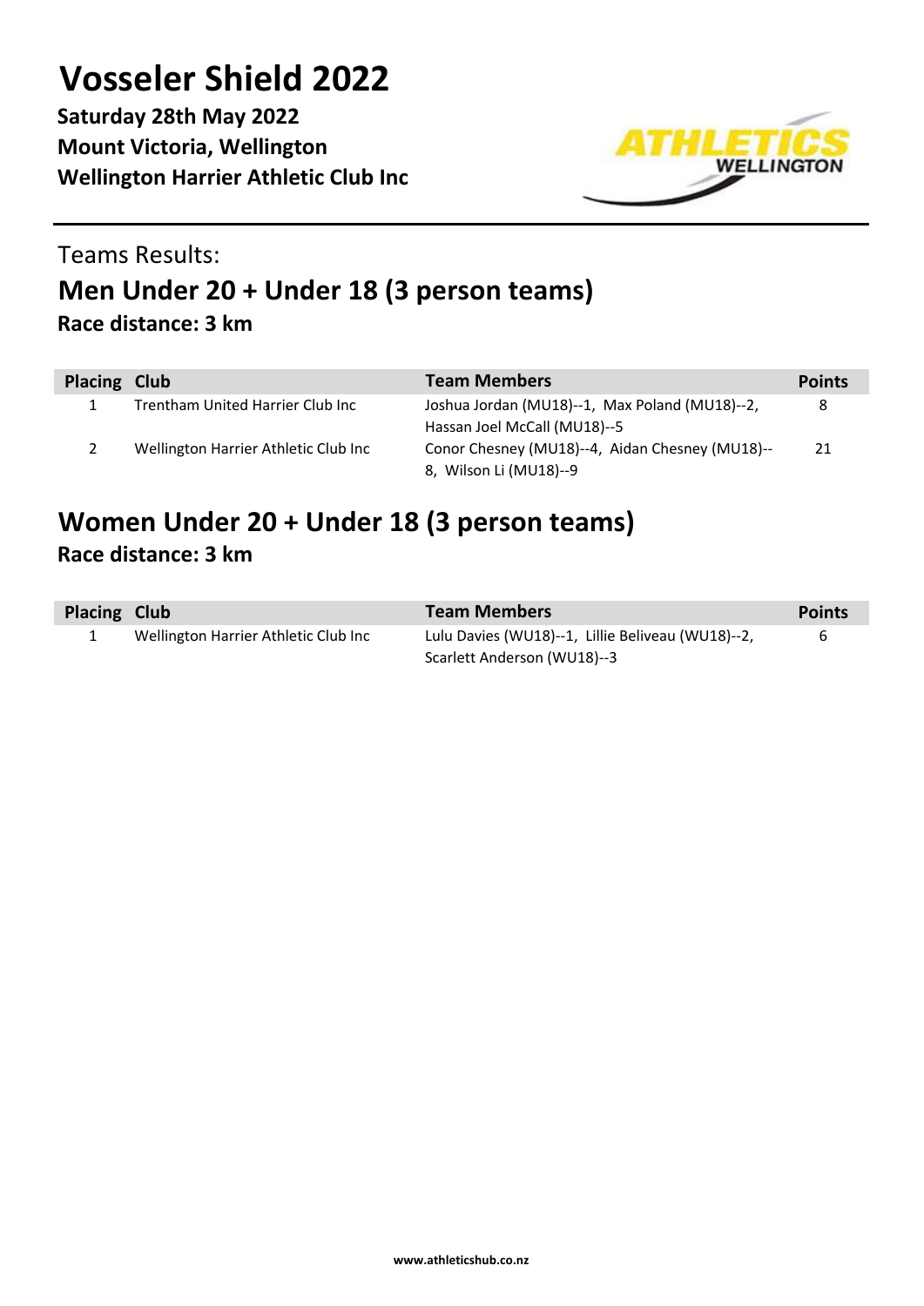# Vosseler Shield 2022

**Saturday 28th May 2022**
**Mount Victoria, Wellington**
**Wellington Harrier Athletic Club Inc**

Teams Results:

## Men Under 20 + Under 18 (3 person teams)

**Race distance: 3 km**

| Placing | Club | Team Members | Points |
|---|---|---|---|
| 1 | Trentham United Harrier Club Inc | Joshua Jordan (MU18)--1, Max Poland (MU18)--2, Hassan Joel McCall (MU18)--5 | 8 |
| 2 | Wellington Harrier Athletic Club Inc | Conor Chesney (MU18)--4, Aidan Chesney (MU18)--8, Wilson Li (MU18)--9 | 21 |

## Women Under 20 + Under 18 (3 person teams)

**Race distance: 3 km**

| Placing | Club | Team Members | Points |
|---|---|---|---|
| 1 | Wellington Harrier Athletic Club Inc | Lulu Davies (WU18)--1, Lillie Beliveau (WU18)--2, Scarlett Anderson (WU18)--3 | 6 |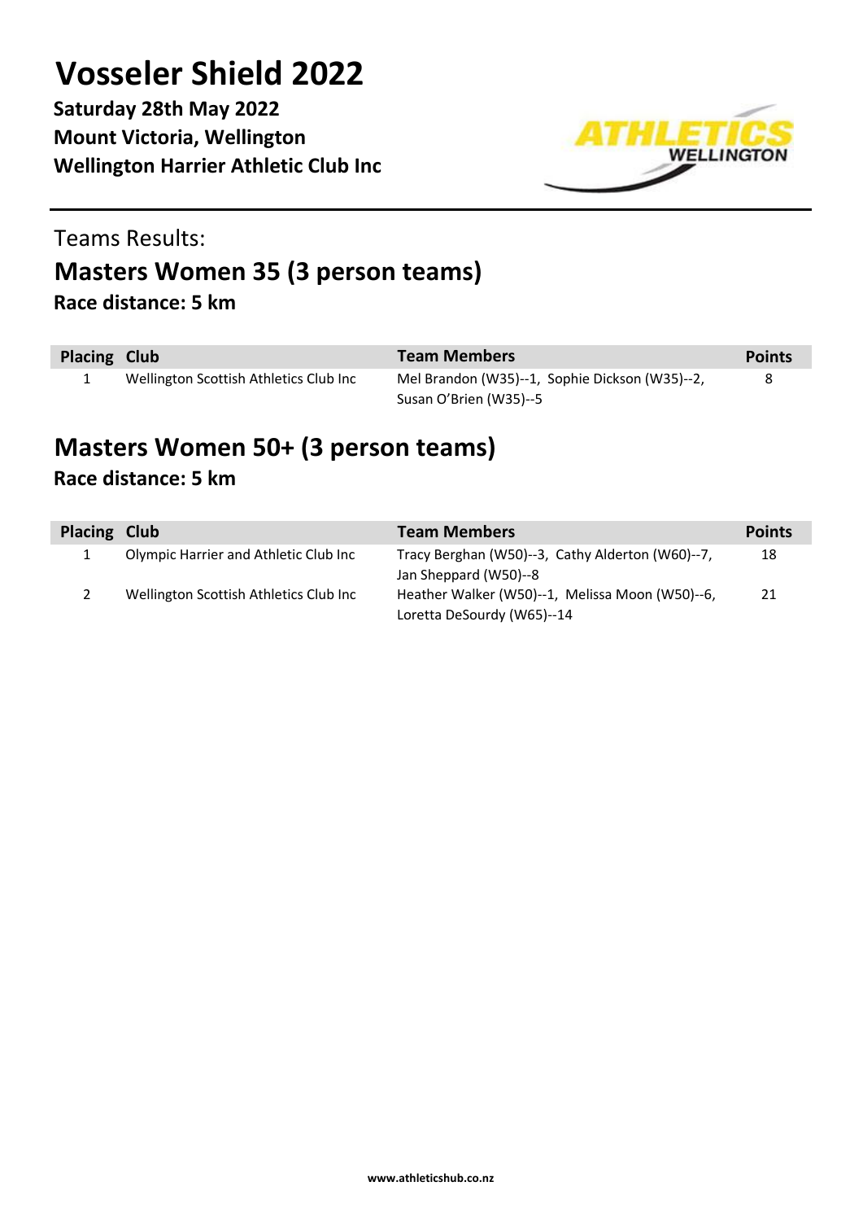# Vosseler Shield 2022

**Saturday 28th May 2022**
**Mount Victoria, Wellington**
**Wellington Harrier Athletic Club Inc**

Teams Results:

## Masters Women 35 (3 person teams)

**Race distance: 5 km**

| Placing | Club | Team Members | Points |
|---|---|---|---|
| 1 | Wellington Scottish Athletics Club Inc | Mel Brandon (W35)--1, Sophie Dickson (W35)--2, Susan O'Brien (W35)--5 | 8 |

## Masters Women 50+ (3 person teams)

**Race distance: 5 km**

| Placing | Club | Team Members | Points |
|---|---|---|---|
| 1 | Olympic Harrier and Athletic Club Inc | Tracy Berghan (W50)--3, Cathy Alderton (W60)--7, Jan Sheppard (W50)--8 | 18 |
| 2 | Wellington Scottish Athletics Club Inc | Heather Walker (W50)--1, Melissa Moon (W50)--6, Loretta DeSourdy (W65)--14 | 21 |

www.athleticshub.co.nz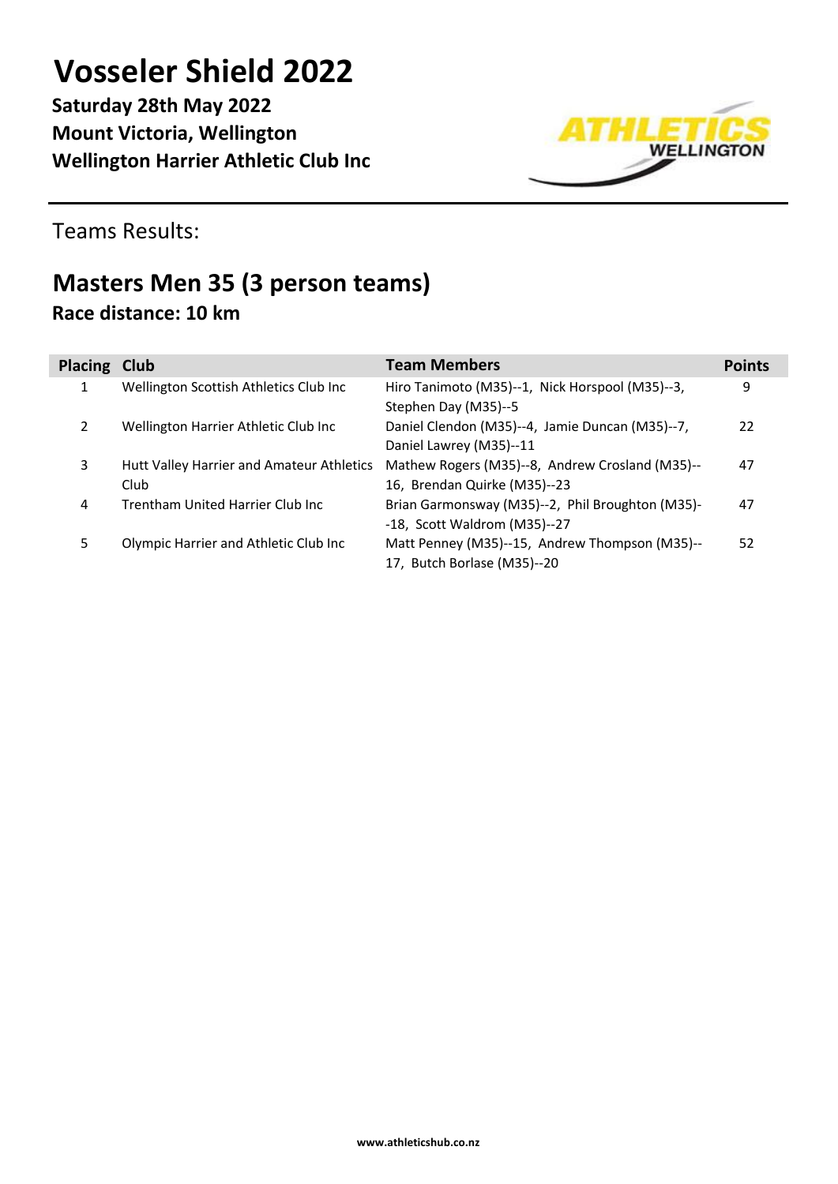# Vosseler Shield 2022

**Saturday 28th May 2022**
**Mount Victoria, Wellington**
**Wellington Harrier Athletic Club Inc**

Teams Results:

## Masters Men 35 (3 person teams)

**Race distance: 10 km**

| Placing | Club | Team Members | Points |
|---|---|---|---|
| 1 | Wellington Scottish Athletics Club Inc | Hiro Tanimoto (M35)--1, Nick Horspool (M35)--3, Stephen Day (M35)--5 | 9 |
| 2 | Wellington Harrier Athletic Club Inc | Daniel Clendon (M35)--4, Jamie Duncan (M35)--7, Daniel Lawrey (M35)--11 | 22 |
| 3 | Hutt Valley Harrier and Amateur Athletics Club | Mathew Rogers (M35)--8, Andrew Crosland (M35)--16, Brendan Quirke (M35)--23 | 47 |
| 4 | Trentham United Harrier Club Inc | Brian Garmonsway (M35)--2, Phil Broughton (M35)--18, Scott Waldrom (M35)--27 | 47 |
| 5 | Olympic Harrier and Athletic Club Inc | Matt Penney (M35)--15, Andrew Thompson (M35)--17, Butch Borlase (M35)--20 | 52 |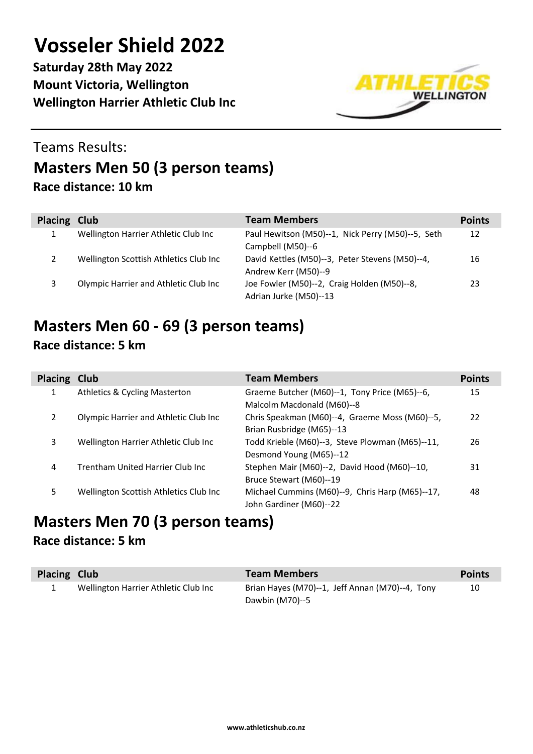# Vosseler Shield 2022

**Saturday 28th May 2022**
**Mount Victoria, Wellington**
**Wellington Harrier Athletic Club Inc**

Teams Results:

## Masters Men 50 (3 person teams)

**Race distance: 10 km**

| Placing | Club | Team Members | Points |
|---|---|---|---|
| 1 | Wellington Harrier Athletic Club Inc | Paul Hewitson (M50)--1, Nick Perry (M50)--5, Seth Campbell (M50)--6 | 12 |
| 2 | Wellington Scottish Athletics Club Inc | David Kettles (M50)--3, Peter Stevens (M50)--4, Andrew Kerr (M50)--9 | 16 |
| 3 | Olympic Harrier and Athletic Club Inc | Joe Fowler (M50)--2, Craig Holden (M50)--8, Adrian Jurke (M50)--13 | 23 |

## Masters Men 60 - 69 (3 person teams)

**Race distance: 5 km**

| Placing | Club | Team Members | Points |
|---|---|---|---|
| 1 | Athletics & Cycling Masterton | Graeme Butcher (M60)--1, Tony Price (M65)--6, Malcolm Macdonald (M60)--8 | 15 |
| 2 | Olympic Harrier and Athletic Club Inc | Chris Speakman (M60)--4, Graeme Moss (M60)--5, Brian Rusbridge (M65)--13 | 22 |
| 3 | Wellington Harrier Athletic Club Inc | Todd Krieble (M60)--3, Steve Plowman (M65)--11, Desmond Young (M65)--12 | 26 |
| 4 | Trentham United Harrier Club Inc | Stephen Mair (M60)--2, David Hood (M60)--10, Bruce Stewart (M60)--19 | 31 |
| 5 | Wellington Scottish Athletics Club Inc | Michael Cummins (M60)--9, Chris Harp (M65)--17, John Gardiner (M60)--22 | 48 |

## Masters Men 70 (3 person teams)

**Race distance: 5 km**

| Placing | Club | Team Members | Points |
|---|---|---|---|
| 1 | Wellington Harrier Athletic Club Inc | Brian Hayes (M70)--1, Jeff Annan (M70)--4, Tony Dawbin (M70)--5 | 10 |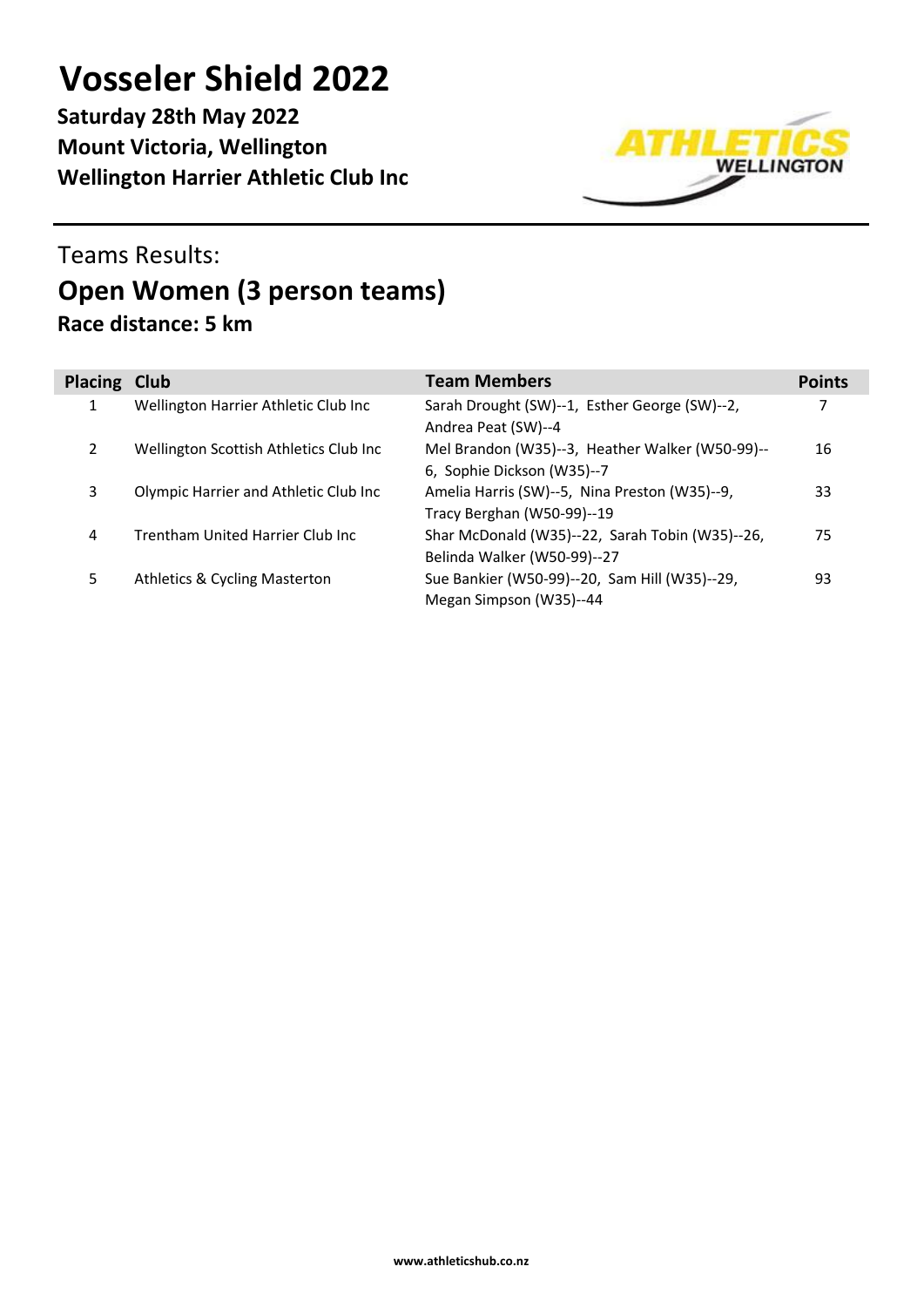# Vosseler Shield 2022

**Saturday 28th May 2022**
**Mount Victoria, Wellington**
**Wellington Harrier Athletic Club Inc**

## Teams Results:

## Open Women (3 person teams)

### Race distance: 5 km

| Placing | Club | Team Members | Points |
|---|---|---|---|
| 1 | Wellington Harrier Athletic Club Inc | Sarah Drought (SW)--1, Esther George (SW)--2, Andrea Peat (SW)--4 | 7 |
| 2 | Wellington Scottish Athletics Club Inc | Mel Brandon (W35)--3, Heather Walker (W50-99)--6, Sophie Dickson (W35)--7 | 16 |
| 3 | Olympic Harrier and Athletic Club Inc | Amelia Harris (SW)--5, Nina Preston (W35)--9, Tracy Berghan (W50-99)--19 | 33 |
| 4 | Trentham United Harrier Club Inc | Shar McDonald (W35)--22, Sarah Tobin (W35)--26, Belinda Walker (W50-99)--27 | 75 |
| 5 | Athletics & Cycling Masterton | Sue Bankier (W50-99)--20, Sam Hill (W35)--29, Megan Simpson (W35)--44 | 93 |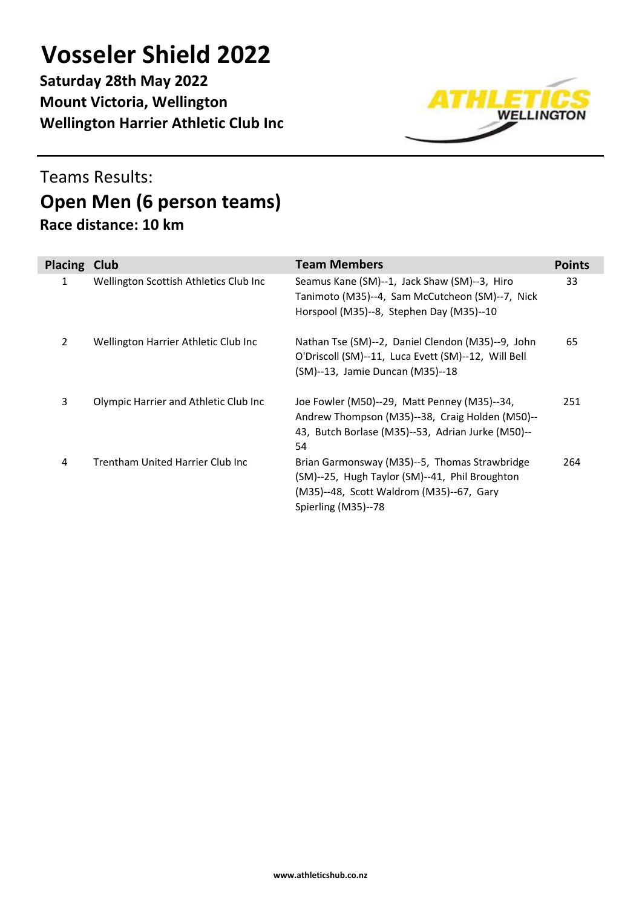# Vosseler Shield 2022

**Saturday 28th May 2022**
**Mount Victoria, Wellington**
**Wellington Harrier Athletic Club Inc**

## Teams Results:

## Open Men (6 person teams)

**Race distance: 10 km**

| Placing | Club | Team Members | Points |
|---|---|---|---|
| 1 | Wellington Scottish Athletics Club Inc | Seamus Kane (SM)--1, Jack Shaw (SM)--3, Hiro Tanimoto (M35)--4, Sam McCutcheon (SM)--7, Nick Horspool (M35)--8, Stephen Day (M35)--10 | 33 |
| 2 | Wellington Harrier Athletic Club Inc | Nathan Tse (SM)--2, Daniel Clendon (M35)--9, John O'Driscoll (SM)--11, Luca Evett (SM)--12, Will Bell (SM)--13, Jamie Duncan (M35)--18 | 65 |
| 3 | Olympic Harrier and Athletic Club Inc | Joe Fowler (M50)--29, Matt Penney (M35)--34, Andrew Thompson (M35)--38, Craig Holden (M50)--43, Butch Borlase (M35)--53, Adrian Jurke (M50)--54 | 251 |
| 4 | Trentham United Harrier Club Inc | Brian Garmonsway (M35)--5, Thomas Strawbridge (SM)--25, Hugh Taylor (SM)--41, Phil Broughton (M35)--48, Scott Waldrom (M35)--67, Gary Spierling (M35)--78 | 264 |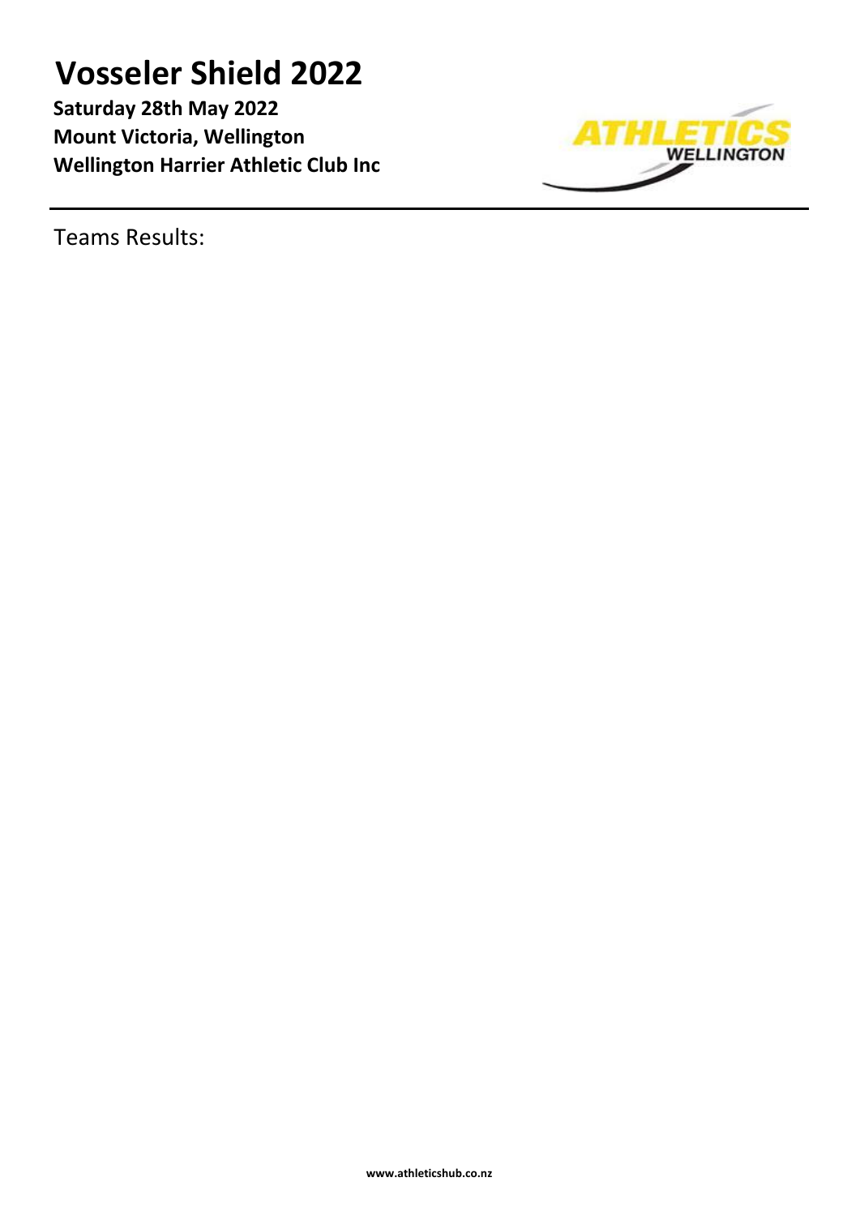# Vosseler Shield 2022

**Saturday 28th May 2022**
**Mount Victoria, Wellington**
**Wellington Harrier Athletic Club Inc**

Teams Results: